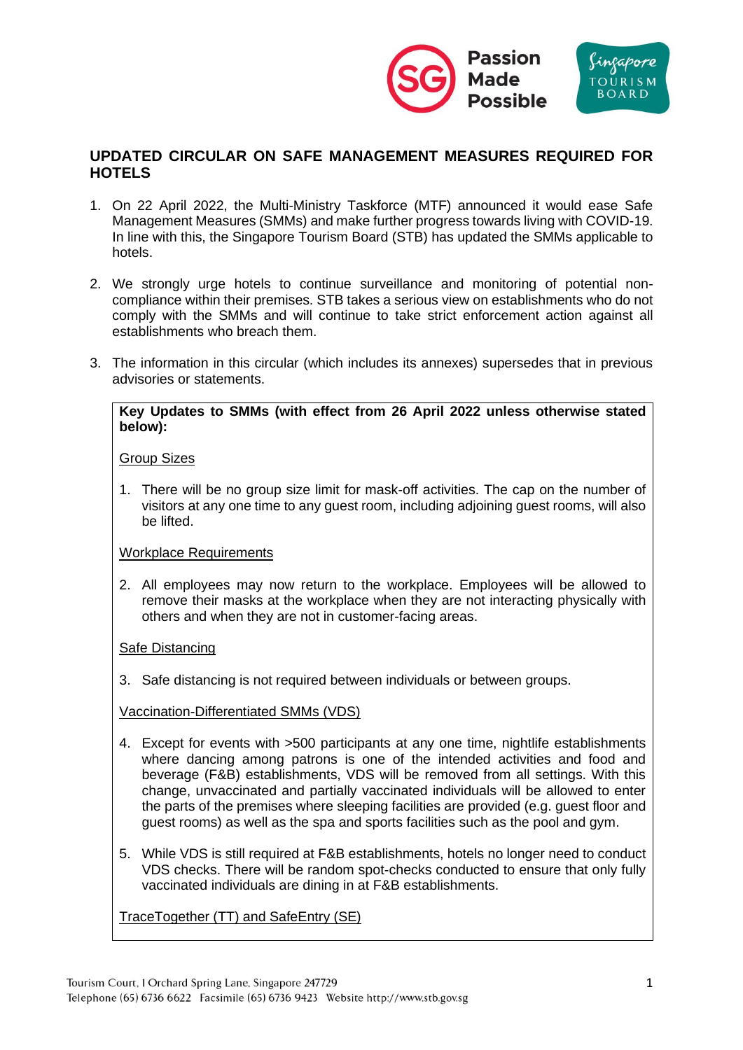# UPDATED CIRCULAR ON SAFE MANAGEMENT MEASURES REQUIRED FOR HOTELS

1. On 22 April 2022, the Multi-Ministry Taskforce (MTF) announced it would ease Safe Management Measures (SMMs) and make further progress towards living with COVID-19. In line with this, the Singapore Tourism Board (STB) has updated the SMMs applicable to hotels.

2. We strongly urge hotels to continue surveillance and monitoring of potential non-compliance within their premises. STB takes a serious view on establishments who do not comply with the SMMs and will continue to take strict enforcement action against all establishments who breach them.

3. The information in this circular (which includes its annexes) supersedes that in previous advisories or statements.

**Key Updates to SMMs (with effect from 26 April 2022 unless otherwise stated below):**

<u>Group Sizes</u>

1. There will be no group size limit for mask-off activities. The cap on the number of visitors at any one time to any guest room, including adjoining guest rooms, will also be lifted.

<u>Workplace Requirements</u>

2. All employees may now return to the workplace. Employees will be allowed to remove their masks at the workplace when they are not interacting physically with others and when they are not in customer-facing areas.

<u>Safe Distancing</u>

3. Safe distancing is not required between individuals or between groups.

<u>Vaccination-Differentiated SMMs (VDS)</u>

4. Except for events with >500 participants at any one time, nightlife establishments where dancing among patrons is one of the intended activities and food and beverage (F&B) establishments, VDS will be removed from all settings. With this change, unvaccinated and partially vaccinated individuals will be allowed to enter the parts of the premises where sleeping facilities are provided (e.g. guest floor and guest rooms) as well as the spa and sports facilities such as the pool and gym.

5. While VDS is still required at F&B establishments, hotels no longer need to conduct VDS checks. There will be random spot-checks conducted to ensure that only fully vaccinated individuals are dining in at F&B establishments.

<u>TraceTogether (TT) and SafeEntry (SE)</u>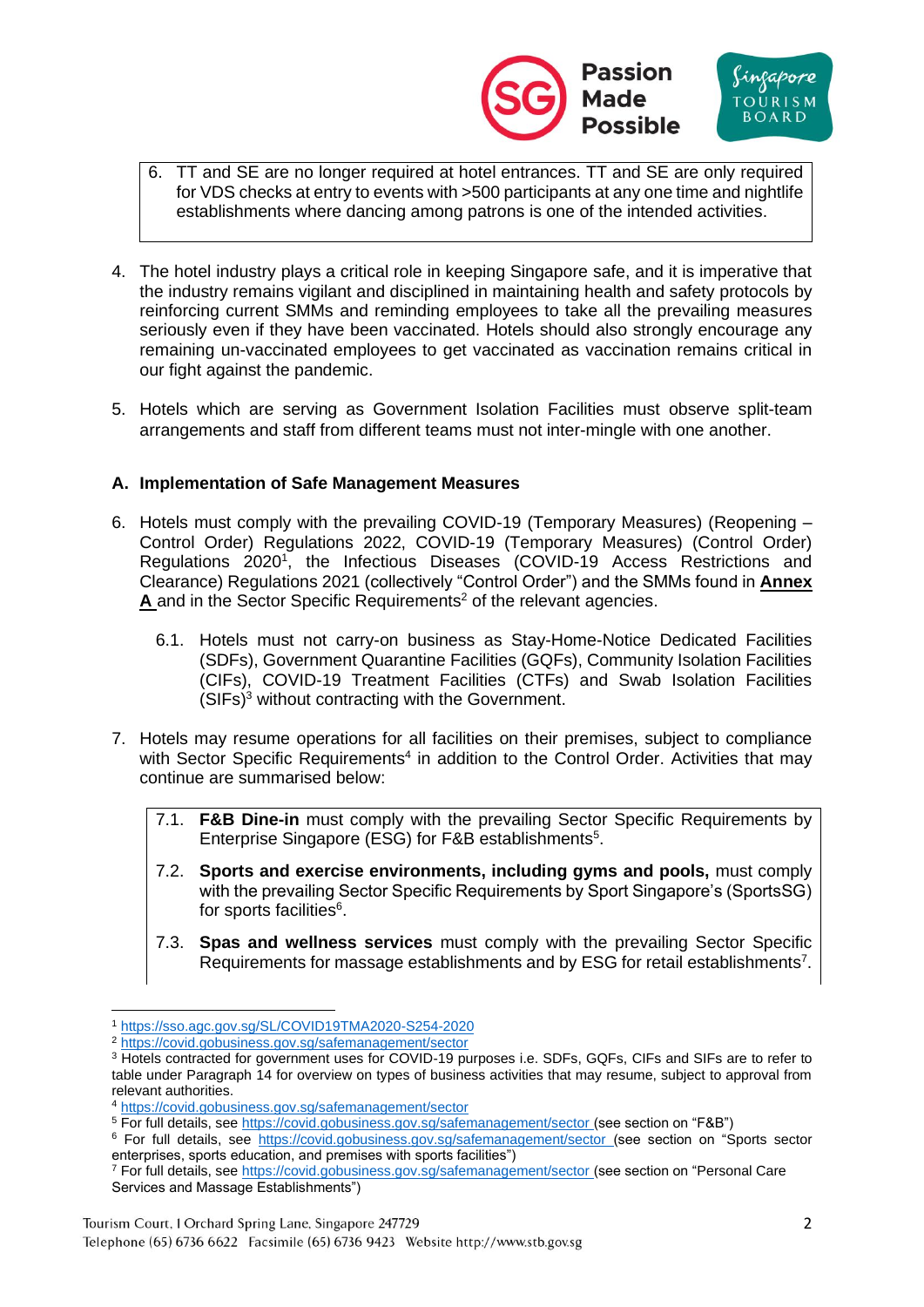6. TT and SE are no longer required at hotel entrances. TT and SE are only required for VDS checks at entry to events with >500 participants at any one time and nightlife establishments where dancing among patrons is one of the intended activities.

4. The hotel industry plays a critical role in keeping Singapore safe, and it is imperative that the industry remains vigilant and disciplined in maintaining health and safety protocols by reinforcing current SMMs and reminding employees to take all the prevailing measures seriously even if they have been vaccinated. Hotels should also strongly encourage any remaining un-vaccinated employees to get vaccinated as vaccination remains critical in our fight against the pandemic.

5. Hotels which are serving as Government Isolation Facilities must observe split-team arrangements and staff from different teams must not inter-mingle with one another.

### A. Implementation of Safe Management Measures

6. Hotels must comply with the prevailing COVID-19 (Temporary Measures) (Reopening – Control Order) Regulations 2022, COVID-19 (Temporary Measures) (Control Order) Regulations 2020[1], the Infectious Diseases (COVID-19 Access Restrictions and Clearance) Regulations 2021 (collectively "Control Order") and the SMMs found in **Annex A** and in the Sector Specific Requirements[2] of the relevant agencies.

   6.1. Hotels must not carry-on business as Stay-Home-Notice Dedicated Facilities (SDFs), Government Quarantine Facilities (GQFs), Community Isolation Facilities (CIFs), COVID-19 Treatment Facilities (CTFs) and Swab Isolation Facilities (SIFs)[3] without contracting with the Government.

7. Hotels may resume operations for all facilities on their premises, subject to compliance with Sector Specific Requirements[4] in addition to the Control Order. Activities that may continue are summarised below:

   7.1. **F&B Dine-in** must comply with the prevailing Sector Specific Requirements by Enterprise Singapore (ESG) for F&B establishments[5].

   7.2. **Sports and exercise environments, including gyms and pools,** must comply with the prevailing Sector Specific Requirements by Sport Singapore's (SportsSG) for sports facilities[6].

   7.3. **Spas and wellness services** must comply with the prevailing Sector Specific Requirements for massage establishments and by ESG for retail establishments[7].

---

[1] https://sso.agc.gov.sg/SL/COVID19TMA2020-S254-2020

[2] https://covid.gobusiness.gov.sg/safemanagement/sector

[3] Hotels contracted for government uses for COVID-19 purposes i.e. SDFs, GQFs, CIFs and SIFs are to refer to table under Paragraph 14 for overview on types of business activities that may resume, subject to approval from relevant authorities.

[4] https://covid.gobusiness.gov.sg/safemanagement/sector

[5] For full details, see https://covid.gobusiness.gov.sg/safemanagement/sector (see section on "F&B")

[6] For full details, see https://covid.gobusiness.gov.sg/safemanagement/sector (see section on "Sports sector enterprises, sports education, and premises with sports facilities")

[7] For full details, see https://covid.gobusiness.gov.sg/safemanagement/sector (see section on "Personal Care Services and Massage Establishments")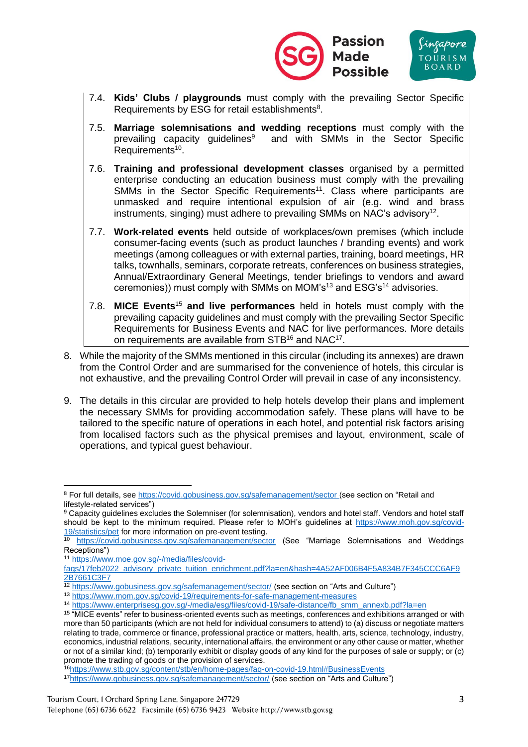7.4. **Kids' Clubs / playgrounds** must comply with the prevailing Sector Specific Requirements by ESG for retail establishments[8].

7.5. **Marriage solemnisations and wedding receptions** must comply with the prevailing capacity guidelines[9] and with SMMs in the Sector Specific Requirements[10].

7.6. **Training and professional development classes** organised by a permitted enterprise conducting an education business must comply with the prevailing SMMs in the Sector Specific Requirements[11]. Class where participants are unmasked and require intentional expulsion of air (e.g. wind and brass instruments, singing) must adhere to prevailing SMMs on NAC's advisory[12].

7.7. **Work-related events** held outside of workplaces/own premises (which include consumer-facing events (such as product launches / branding events) and work meetings (among colleagues or with external parties, training, board meetings, HR talks, townhalls, seminars, corporate retreats, conferences on business strategies, Annual/Extraordinary General Meetings, tender briefings to vendors and award ceremonies)) must comply with SMMs on MOM's[13] and ESG's[14] advisories.

7.8. **MICE Events**[15] **and live performances** held in hotels must comply with the prevailing capacity guidelines and must comply with the prevailing Sector Specific Requirements for Business Events and NAC for live performances. More details on requirements are available from STB[16] and NAC[17].

8. While the majority of the SMMs mentioned in this circular (including its annexes) are drawn from the Control Order and are summarised for the convenience of hotels, this circular is not exhaustive, and the prevailing Control Order will prevail in case of any inconsistency.

9. The details in this circular are provided to help hotels develop their plans and implement the necessary SMMs for providing accommodation safely. These plans will have to be tailored to the specific nature of operations in each hotel, and potential risk factors arising from localised factors such as the physical premises and layout, environment, scale of operations, and typical guest behaviour.

---

[8] For full details, see https://covid.gobusiness.gov.sg/safemanagement/sector (see section on "Retail and lifestyle-related services")

[9] Capacity guidelines excludes the Solemniser (for solemnisation), vendors and hotel staff. Vendors and hotel staff should be kept to the minimum required. Please refer to MOH's guidelines at https://www.moh.gov.sg/covid-19/statistics/pet for more information on pre-event testing.

[10] https://covid.gobusiness.gov.sg/safemanagement/sector (See "Marriage Solemnisations and Weddings Receptions")

[11] https://www.moe.gov.sg/-/media/files/covid-faqs/17feb2022_advisory_private_tuition_enrichment.pdf?la=en&hash=4A52AF006B4F5A834B7F345CCC6AF92B7661C3F7

[12] https://www.gobusiness.gov.sg/safemanagement/sector/ (see section on "Arts and Culture")

[13] https://www.mom.gov.sg/covid-19/requirements-for-safe-management-measures

[14] https://www.enterprisesg.gov.sg/-/media/esg/files/covid-19/safe-distance/fb_smm_annexb.pdf?la=en

[15] "MICE events" refer to business-oriented events such as meetings, conferences and exhibitions arranged or with more than 50 participants (which are not held for individual consumers to attend) to (a) discuss or negotiate matters relating to trade, commerce or finance, professional practice or matters, health, arts, science, technology, industry, economics, industrial relations, security, international affairs, the environment or any other cause or matter, whether or not of a similar kind; (b) temporarily exhibit or display goods of any kind for the purposes of sale or supply; or (c) promote the trading of goods or the provision of services.

[16] https://www.stb.gov.sg/content/stb/en/home-pages/faq-on-covid-19.html#BusinessEvents

[17] https://www.gobusiness.gov.sg/safemanagement/sector/ (see section on "Arts and Culture")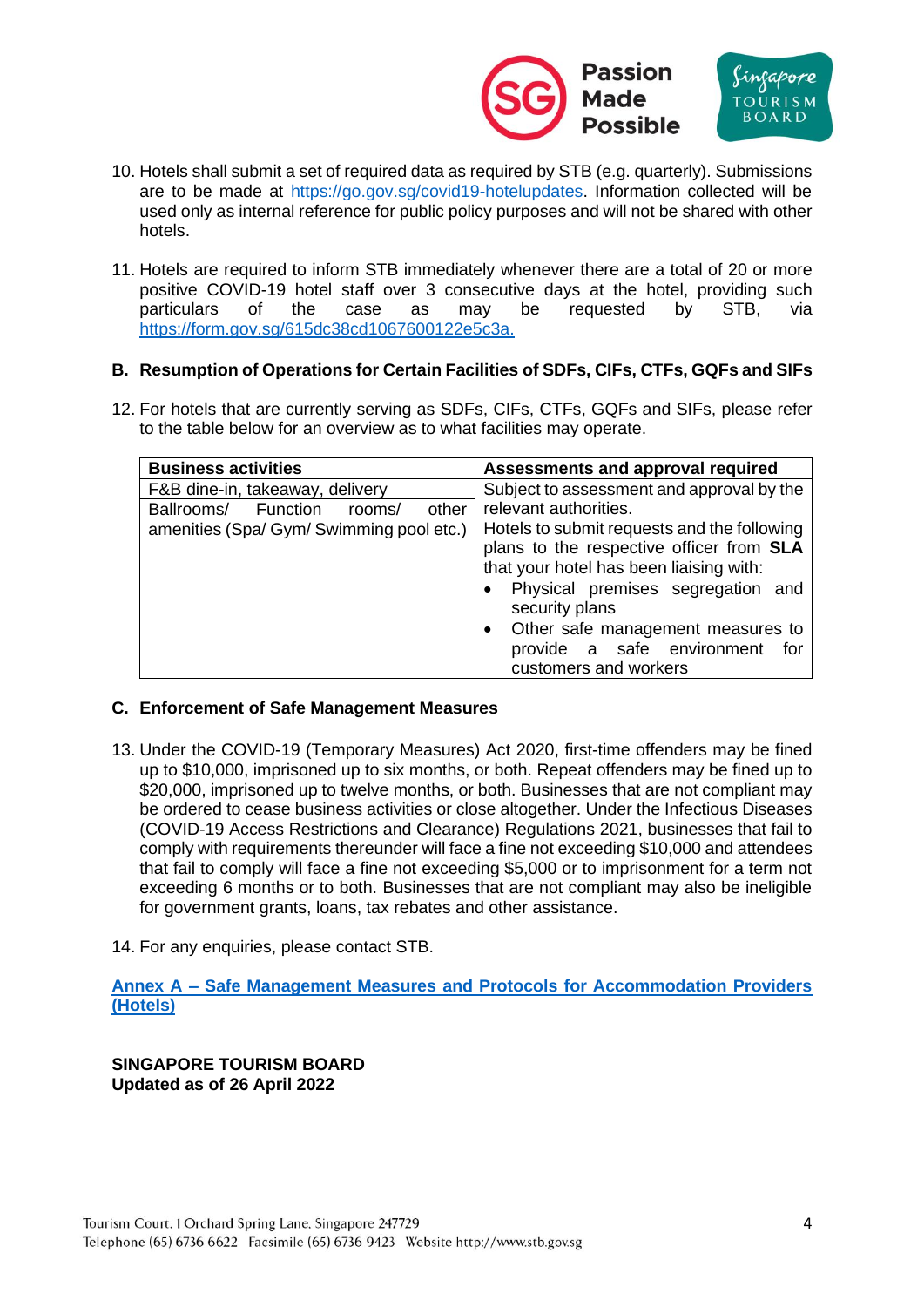10. Hotels shall submit a set of required data as required by STB (e.g. quarterly). Submissions are to be made at [https://go.gov.sg/covid19-hotelupdates](https://go.gov.sg/covid19-hotelupdates). Information collected will be used only as internal reference for public policy purposes and will not be shared with other hotels.

11. Hotels are required to inform STB immediately whenever there are a total of 20 or more positive COVID-19 hotel staff over 3 consecutive days at the hotel, providing such particulars of the case as may be requested by STB, via [https://form.gov.sg/615dc38cd1067600122e5c3a.](https://form.gov.sg/615dc38cd1067600122e5c3a)

**B. Resumption of Operations for Certain Facilities of SDFs, CIFs, CTFs, GQFs and SIFs**

12. For hotels that are currently serving as SDFs, CIFs, CTFs, GQFs and SIFs, please refer to the table below for an overview as to what facilities may operate.

| Business activities | Assessments and approval required |
|---|---|
| F&B dine-in, takeaway, delivery<br>Ballrooms/ Function rooms/ other amenities (Spa/ Gym/ Swimming pool etc.) | Subject to assessment and approval by the relevant authorities.<br>Hotels to submit requests and the following plans to the respective officer from **SLA** that your hotel has been liaising with:<br>• Physical premises segregation and security plans<br>• Other safe management measures to provide a safe environment for customers and workers |

**C. Enforcement of Safe Management Measures**

13. Under the COVID-19 (Temporary Measures) Act 2020, first-time offenders may be fined up to $10,000, imprisoned up to six months, or both. Repeat offenders may be fined up to $20,000, imprisoned up to twelve months, or both. Businesses that are not compliant may be ordered to cease business activities or close altogether. Under the Infectious Diseases (COVID-19 Access Restrictions and Clearance) Regulations 2021, businesses that fail to comply with requirements thereunder will face a fine not exceeding $10,000 and attendees that fail to comply will face a fine not exceeding $5,000 or to imprisonment for a term not exceeding 6 months or to both. Businesses that are not compliant may also be ineligible for government grants, loans, tax rebates and other assistance.

14. For any enquiries, please contact STB.

**Annex A – Safe Management Measures and Protocols for Accommodation Providers (Hotels)**

**SINGAPORE TOURISM BOARD**
**Updated as of 26 April 2022**